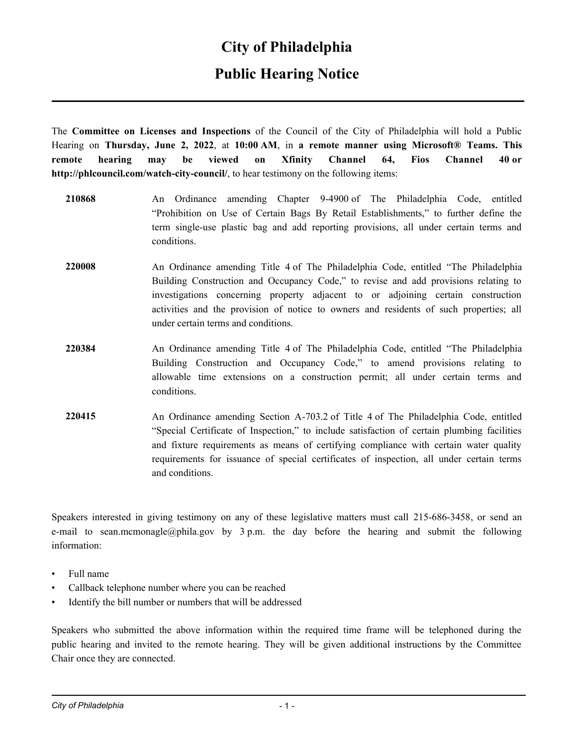# City of Philadelphia

## Public Hearing Notice

---

The **Committee on Licenses and Inspections** of the Council of the City of Philadelphia will hold a Public Hearing on **Thursday, June 2, 2022**, at **10:00 AM**, in **a remote manner using Microsoft® Teams. This remote hearing may be viewed on Xfinity Channel 64, Fios Channel 40 or http://phlcouncil.com/watch-city-council/**, to hear testimony on the following items:

**210868** An Ordinance amending Chapter 9-4900 of The Philadelphia Code, entitled "Prohibition on Use of Certain Bags By Retail Establishments," to further define the term single-use plastic bag and add reporting provisions, all under certain terms and conditions.

**220008** An Ordinance amending Title 4 of The Philadelphia Code, entitled "The Philadelphia Building Construction and Occupancy Code," to revise and add provisions relating to investigations concerning property adjacent to or adjoining certain construction activities and the provision of notice to owners and residents of such properties; all under certain terms and conditions.

**220384** An Ordinance amending Title 4 of The Philadelphia Code, entitled "The Philadelphia Building Construction and Occupancy Code," to amend provisions relating to allowable time extensions on a construction permit; all under certain terms and conditions.

**220415** An Ordinance amending Section A-703.2 of Title 4 of The Philadelphia Code, entitled "Special Certificate of Inspection," to include satisfaction of certain plumbing facilities and fixture requirements as means of certifying compliance with certain water quality requirements for issuance of special certificates of inspection, all under certain terms and conditions.

Speakers interested in giving testimony on any of these legislative matters must call 215-686-3458, or send an e-mail to sean.mcmonagle@phila.gov by 3 p.m. the day before the hearing and submit the following information:

- Full name
- Callback telephone number where you can be reached
- Identify the bill number or numbers that will be addressed

Speakers who submitted the above information within the required time frame will be telephoned during the public hearing and invited to the remote hearing. They will be given additional instructions by the Committee Chair once they are connected.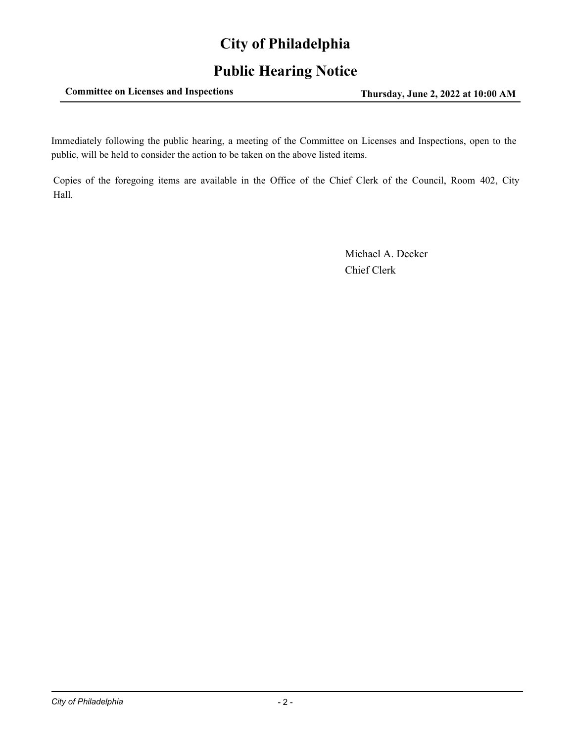# City of Philadelphia

## Public Hearing Notice

**Committee on Licenses and Inspections** **Thursday, June 2, 2022 at 10:00 AM**

Immediately following the public hearing, a meeting of the Committee on Licenses and Inspections, open to the public, will be held to consider the action to be taken on the above listed items.

Copies of the foregoing items are available in the Office of the Chief Clerk of the Council, Room 402, City Hall.

Michael A. Decker
Chief Clerk